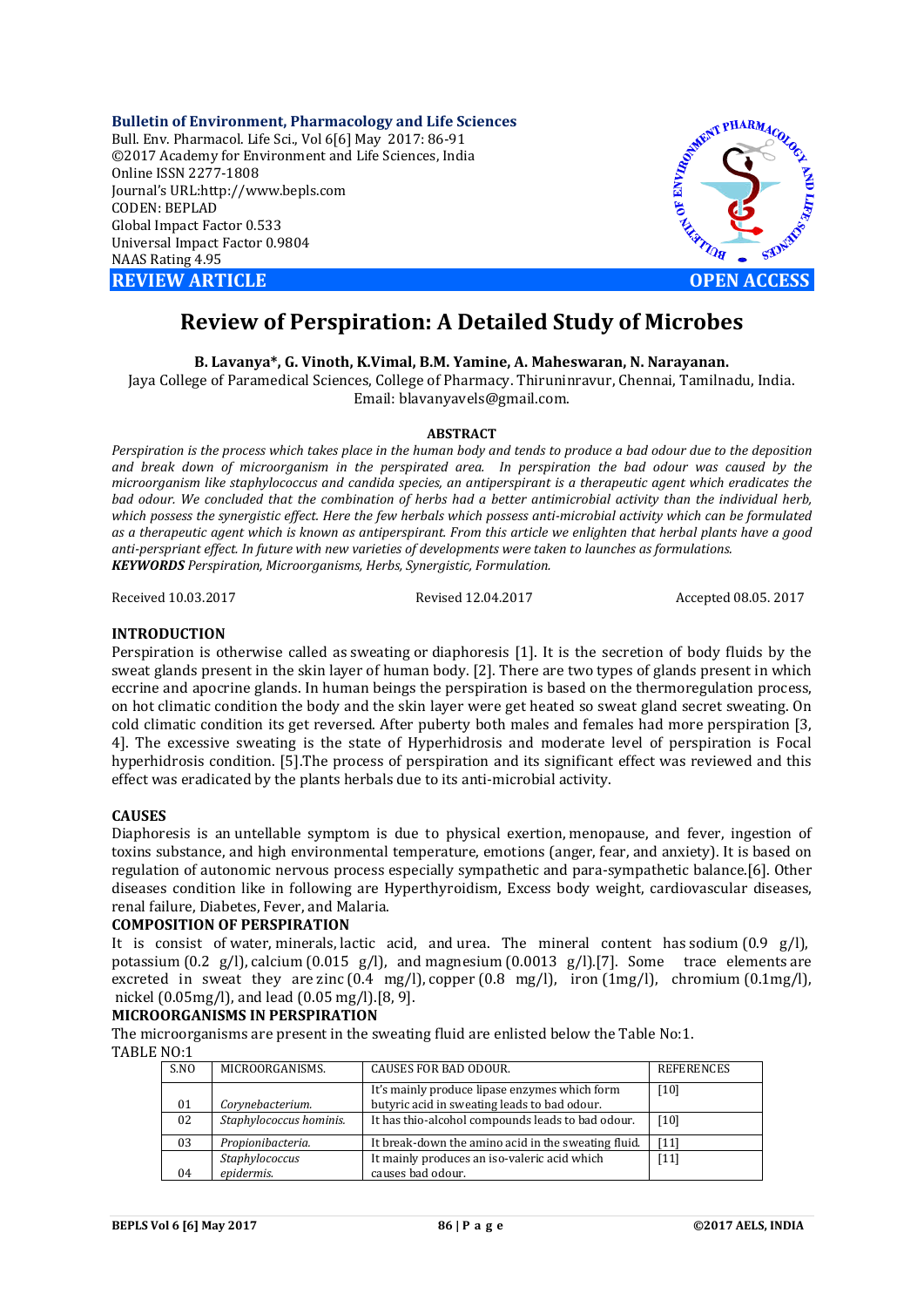# Review of Perspiration: A Detailed Study of Microbes

**B. Lavanya*, G. Vinoth, K.Vimal, B.M. Yamine, A. Maheswaran, N. Narayanan.**

Jaya College of Paramedical Sciences, College of Pharmacy. Thiruninravur, Chennai, Tamilnadu, India.
Email: blavanyavels@gmail.com.

## ABSTRACT

*Perspiration is the process which takes place in the human body and tends to produce a bad odour due to the deposition and break down of microorganism in the perspirated area. In perspiration the bad odour was caused by the microorganism like staphylococcus and candida species, an antiperspirant is a therapeutic agent which eradicates the bad odour. We concluded that the combination of herbs had a better antimicrobial activity than the individual herb, which possess the synergistic effect. Here the few herbals which possess anti-microbial activity which can be formulated as a therapeutic agent which is known as antiperspirant. From this article we enlighten that herbal plants have a good anti-perspriant effect. In future with new varieties of developments were taken to launches as formulations.*

***KEYWORDS*** *Perspiration, Microorganisms, Herbs, Synergistic, Formulation.*

Received 10.03.2017 Revised 12.04.2017 Accepted 08.05. 2017

## INTRODUCTION

Perspiration is otherwise called as sweating or diaphoresis [1]. It is the secretion of body fluids by the sweat glands present in the skin layer of human body. [2]. There are two types of glands present in which eccrine and apocrine glands. In human beings the perspiration is based on the thermoregulation process, on hot climatic condition the body and the skin layer were get heated so sweat gland secret sweating. On cold climatic condition its get reversed. After puberty both males and females had more perspiration [3, 4]. The excessive sweating is the state of Hyperhidrosis and moderate level of perspiration is Focal hyperhidrosis condition. [5].The process of perspiration and its significant effect was reviewed and this effect was eradicated by the plants herbals due to its anti-microbial activity.

## CAUSES

Diaphoresis is an untellable symptom is due to physical exertion, menopause, and fever, ingestion of toxins substance, and high environmental temperature, emotions (anger, fear, and anxiety). It is based on regulation of autonomic nervous process especially sympathetic and para-sympathetic balance.[6]. Other diseases condition like in following are Hyperthyroidism, Excess body weight, cardiovascular diseases, renal failure, Diabetes, Fever, and Malaria.

## COMPOSITION OF PERSPIRATION

It is consist of water, minerals, lactic acid, and urea. The mineral content has sodium (0.9 g/l), potassium (0.2 g/l), calcium (0.015 g/l), and magnesium (0.0013 g/l).[7]. Some trace elements are excreted in sweat they are zinc (0.4 mg/l), copper (0.8 mg/l), iron (1mg/l), chromium (0.1mg/l), nickel (0.05mg/l), and lead (0.05 mg/l).[8, 9].

## MICROORGANISMS IN PERSPIRATION

The microorganisms are present in the sweating fluid are enlisted below the Table No:1.

TABLE NO:1

| S.NO | MICROORGANISMS. | CAUSES FOR BAD ODOUR. | REFERENCES |
|---|---|---|---|
| 01 | *Corynebacterium.* | It's mainly produce lipase enzymes which form butyric acid in sweating leads to bad odour. | [10] |
| 02 | *Staphylococcus hominis.* | It has thio-alcohol compounds leads to bad odour. | [10] |
| 03 | *Propionibacteria.* | It break-down the amino acid in the sweating fluid. | [11] |
| 04 | *Staphylococcus epidermis.* | It mainly produces an iso-valeric acid which causes bad odour. | [11] |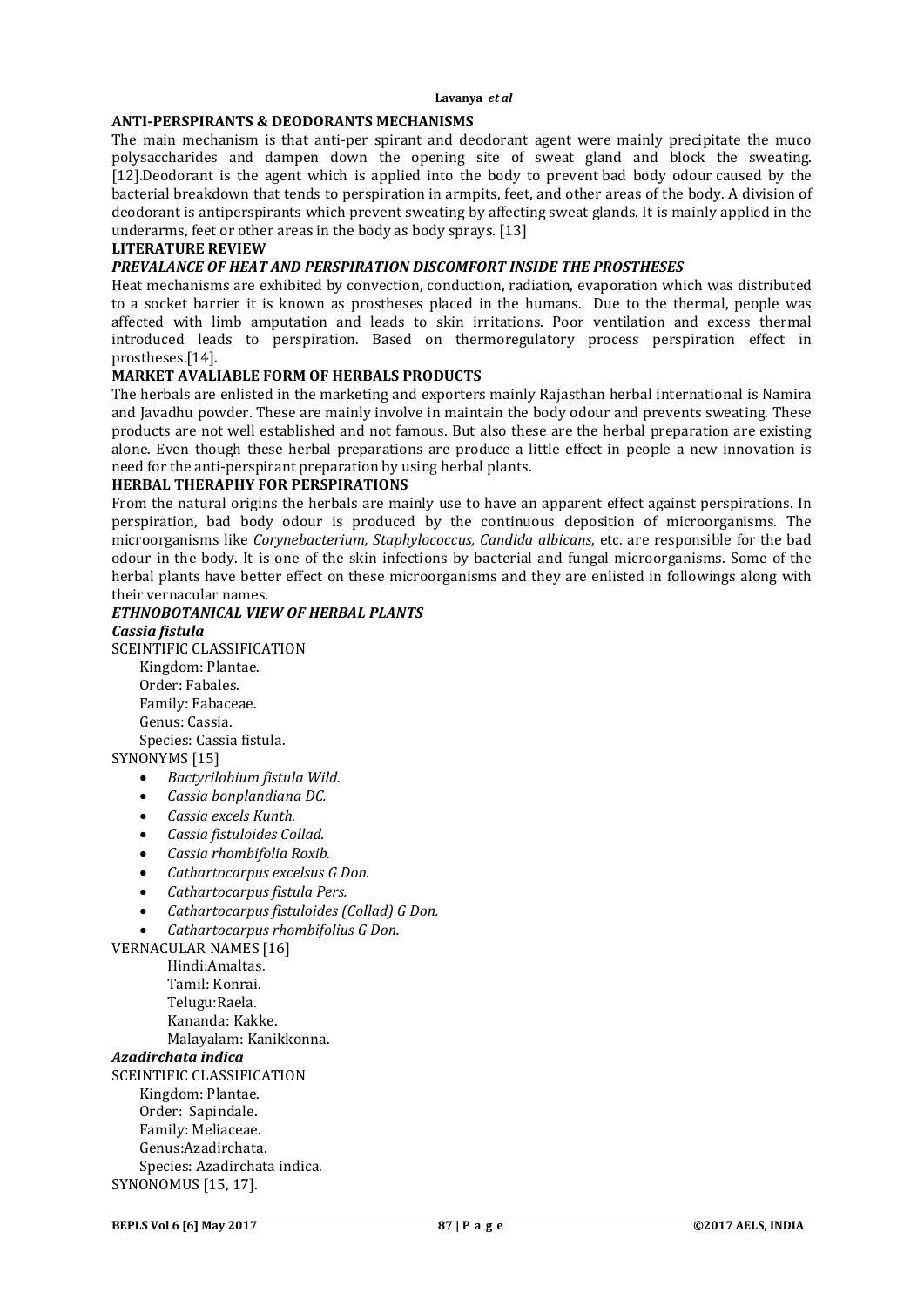## ANTI-PERSPIRANTS & DEODORANTS MECHANISMS

The main mechanism is that anti-per spirant and deodorant agent were mainly precipitate the muco polysaccharides and dampen down the opening site of sweat gland and block the sweating. [12].Deodorant is the agent which is applied into the body to prevent bad body odour caused by the bacterial breakdown that tends to perspiration in armpits, feet, and other areas of the body. A division of deodorant is antiperspirants which prevent sweating by affecting sweat glands. It is mainly applied in the underarms, feet or other areas in the body as body sprays. [13]

## LITERATURE REVIEW

### *PREVALANCE OF HEAT AND PERSPIRATION DISCOMFORT INSIDE THE PROSTHESES*

Heat mechanisms are exhibited by convection, conduction, radiation, evaporation which was distributed to a socket barrier it is known as prostheses placed in the humans. Due to the thermal, people was affected with limb amputation and leads to skin irritations. Poor ventilation and excess thermal introduced leads to perspiration. Based on thermoregulatory process perspiration effect in prostheses.[14].

### MARKET AVALIABLE FORM OF HERBALS PRODUCTS

The herbals are enlisted in the marketing and exporters mainly Rajasthan herbal international is Namira and Javadhu powder. These are mainly involve in maintain the body odour and prevents sweating. These products are not well established and not famous. But also these are the herbal preparation are existing alone. Even though these herbal preparations are produce a little effect in people a new innovation is need for the anti-perspirant preparation by using herbal plants.

### HERBAL THERAPHY FOR PERSPIRATIONS

From the natural origins the herbals are mainly use to have an apparent effect against perspirations. In perspiration, bad body odour is produced by the continuous deposition of microorganisms. The microorganisms like *Corynebacterium, Staphylococcus, Candida albicans*, etc. are responsible for the bad odour in the body. It is one of the skin infections by bacterial and fungal microorganisms. Some of the herbal plants have better effect on these microorganisms and they are enlisted in followings along with their vernacular names.

### *ETHNOBOTANICAL VIEW OF HERBAL PLANTS*

#### *Cassia fistula*

SCEINTIFIC CLASSIFICATION

Kingdom: Plantae.
Order: Fabales.
Family: Fabaceae.
Genus: Cassia.
Species: Cassia fistula.

SYNONYMS [15]

- *Bactyrilobium fistula Wild.*
- *Cassia bonplandiana DC.*
- *Cassia excels Kunth.*
- *Cassia fistuloides Collad.*
- *Cassia rhombifolia Roxib.*
- *Cathartocarpus excelsus G Don.*
- *Cathartocarpus fistula Pers.*
- *Cathartocarpus fistuloides (Collad) G Don.*
- *Cathartocarpus rhombifolius G Don.*

VERNACULAR NAMES [16]

Hindi:Amaltas.
Tamil: Konrai.
Telugu:Raela.
Kananda: Kakke.
Malayalam: Kanikkonna.

#### *Azadirchata indica*

SCEINTIFIC CLASSIFICATION

Kingdom: Plantae.
Order: Sapindale.
Family: Meliaceae.
Genus:Azadirchata.
Species: Azadirchata indica.

SYNONOMUS [15, 17].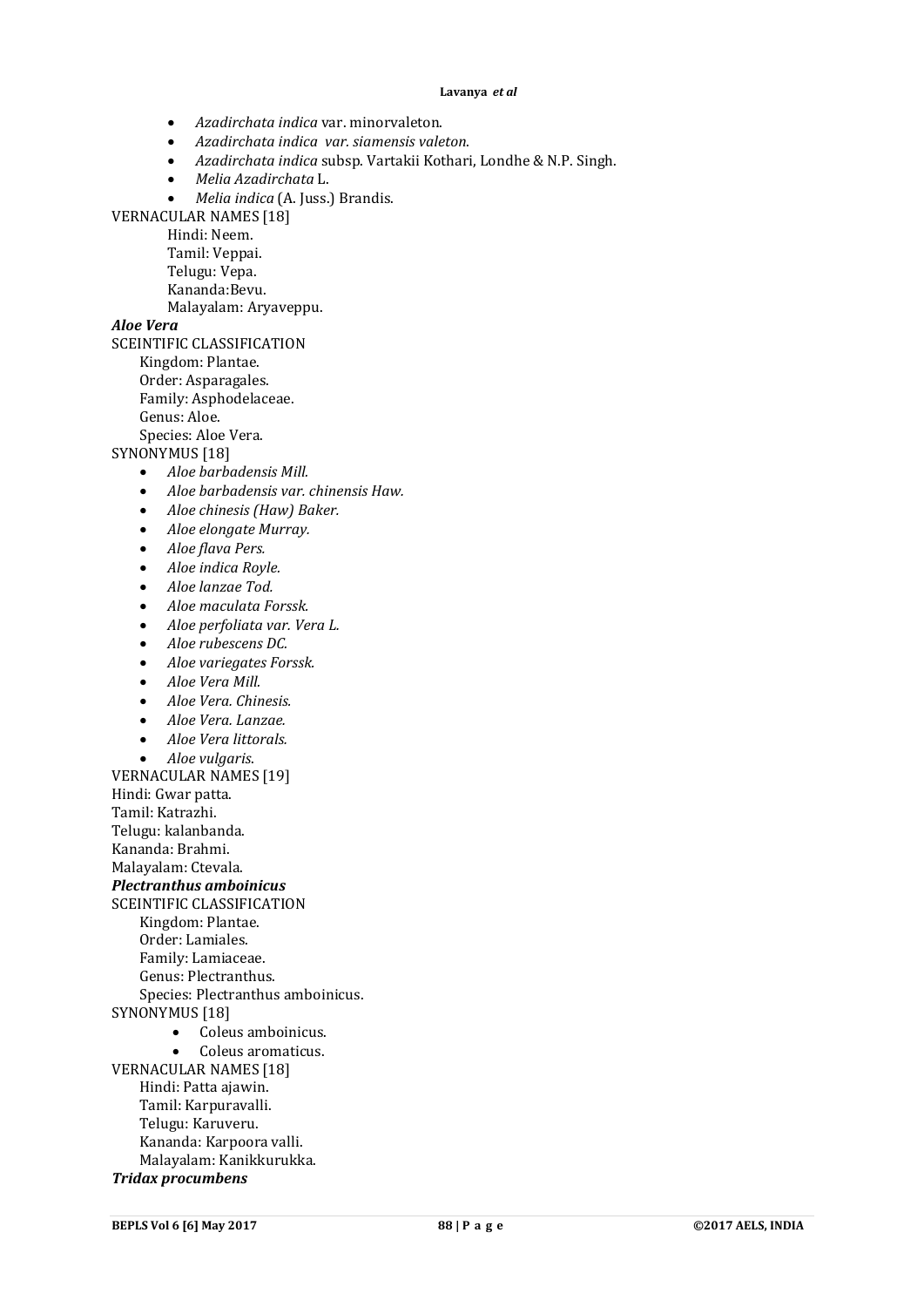- *Azadirchata indica* var. minorvaleton.
- *Azadirchata indica var. siamensis valeton.*
- *Azadirchata indica* subsp. Vartakii Kothari, Londhe & N.P. Singh.
- *Melia Azadirchata* L.
- *Melia indica* (A. Juss.) Brandis.

VERNACULAR NAMES [18]

Hindi: Neem.
Tamil: Veppai.
Telugu: Vepa.
Kananda:Bevu.
Malayalam: Aryaveppu.

***Aloe Vera***

SCEINTIFIC CLASSIFICATION

Kingdom: Plantae.
Order: Asparagales.
Family: Asphodelaceae.
Genus: Aloe.
Species: Aloe Vera.

SYNONYMUS [18]

- *Aloe barbadensis Mill.*
- *Aloe barbadensis var. chinensis Haw.*
- *Aloe chinesis (Haw) Baker.*
- *Aloe elongate Murray.*
- *Aloe flava Pers.*
- *Aloe indica Royle.*
- *Aloe lanzae Tod.*
- *Aloe maculata Forssk.*
- *Aloe perfoliata var. Vera L.*
- *Aloe rubescens DC.*
- *Aloe variegates Forssk.*
- *Aloe Vera Mill.*
- *Aloe Vera. Chinesis.*
- *Aloe Vera. Lanzae.*
- *Aloe Vera littorals.*
- *Aloe vulgaris.*

VERNACULAR NAMES [19]

Hindi: Gwar patta.
Tamil: Katrazhi.
Telugu: kalanbanda.
Kananda: Brahmi.
Malayalam: Ctevala.

***Plectranthus amboinicus***

SCEINTIFIC CLASSIFICATION

Kingdom: Plantae.
Order: Lamiales.
Family: Lamiaceae.
Genus: Plectranthus.
Species: Plectranthus amboinicus.

SYNONYMUS [18]

- Coleus amboinicus.
- Coleus aromaticus.

VERNACULAR NAMES [18]

Hindi: Patta ajawin.
Tamil: Karpuravalli.
Telugu: Karuveru.
Kananda: Karpoora valli.
Malayalam: Kanikkurukka.

***Tridax procumbens***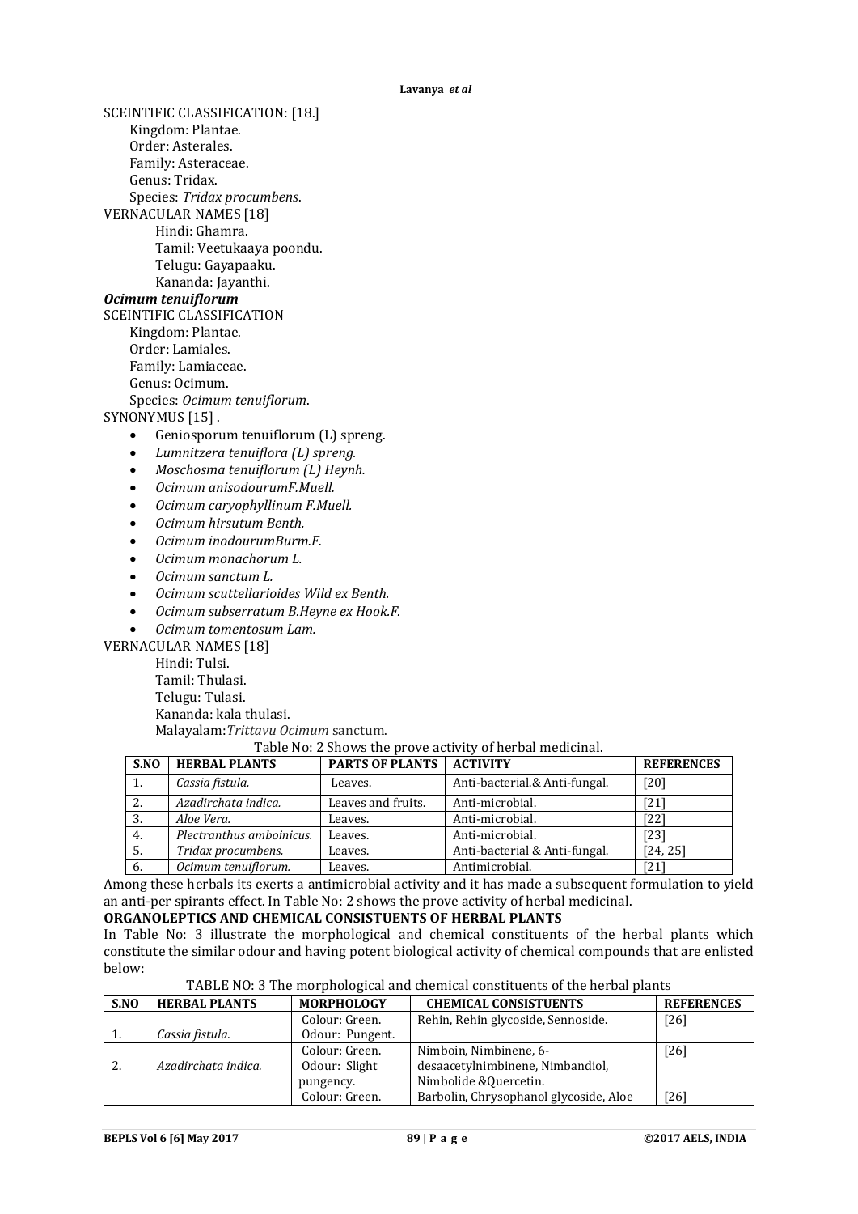SCEINTIFIC CLASSIFICATION: [18.]

Kingdom: Plantae.
Order: Asterales.
Family: Asteraceae.
Genus: Tridax.
Species: *Tridax procumbens*.

VERNACULAR NAMES [18]

Hindi: Ghamra.
Tamil: Veetukaaya poondu.
Telugu: Gayapaaku.
Kananda: Jayanthi.

***Ocimum tenuiflorum***

SCEINTIFIC CLASSIFICATION

Kingdom: Plantae.
Order: Lamiales.
Family: Lamiaceae.
Genus: Ocimum.
Species: *Ocimum tenuiflorum*.

SYNONYMUS [15] .

- Geniosporum tenuiflorum (L) spreng.
- *Lumnitzera tenuiflora (L) spreng.*
- *Moschosma tenuiflorum (L) Heynh.*
- *Ocimum anisodourumF.Muell.*
- *Ocimum caryophyllinum F.Muell.*
- *Ocimum hirsutum Benth.*
- *Ocimum inodourumBurm.F.*
- *Ocimum monachorum L.*
- *Ocimum sanctum L.*
- *Ocimum scuttellarioides Wild ex Benth.*
- *Ocimum subserratum B.Heyne ex Hook.F.*
- *Ocimum tomentosum Lam.*

VERNACULAR NAMES [18]

Hindi: Tulsi.
Tamil: Thulasi.
Telugu: Tulasi.
Kananda: kala thulasi.
Malayalam:*Trittavu Ocimum* sanctum.

Table No: 2 Shows the prove activity of herbal medicinal.

| S.NO | HERBAL PLANTS | PARTS OF PLANTS | ACTIVITY | REFERENCES |
|---|---|---|---|---|
| 1. | *Cassia fistula.* | Leaves. | Anti-bacterial.& Anti-fungal. | [20] |
| 2. | *Azadirchata indica.* | Leaves and fruits. | Anti-microbial. | [21] |
| 3. | *Aloe Vera.* | Leaves. | Anti-microbial. | [22] |
| 4. | *Plectranthus amboinicus.* | Leaves. | Anti-microbial. | [23] |
| 5. | *Tridax procumbens.* | Leaves. | Anti-bacterial & Anti-fungal. | [24, 25] |
| 6. | *Ocimum tenuiflorum.* | Leaves. | Antimicrobial. | [21] |

Among these herbals its exerts a antimicrobial activity and it has made a subsequent formulation to yield an anti-per spirants effect. In Table No: 2 shows the prove activity of herbal medicinal.

**ORGANOLEPTICS AND CHEMICAL CONSISTUENTS OF HERBAL PLANTS**

In Table No: 3 illustrate the morphological and chemical constituents of the herbal plants which constitute the similar odour and having potent biological activity of chemical compounds that are enlisted below:

TABLE NO: 3 The morphological and chemical constituents of the herbal plants

| S.NO | HERBAL PLANTS | MORPHOLOGY | CHEMICAL CONSISTUENTS | REFERENCES |
|---|---|---|---|---|
| 1. | *Cassia fistula.* | Colour: Green. Odour: Pungent. | Rehin, Rehin glycoside, Sennoside. | [26] |
| 2. | *Azadirchata indica.* | Colour: Green. Odour: Slight pungency. | Nimboin, Nimbinene, 6-desaacetylnimbinene, Nimbandiol, Nimbolide &Quercetin. | [26] |
| | | Colour: Green. | Barbolin, Chrysophanol glycoside, Aloe | [26] |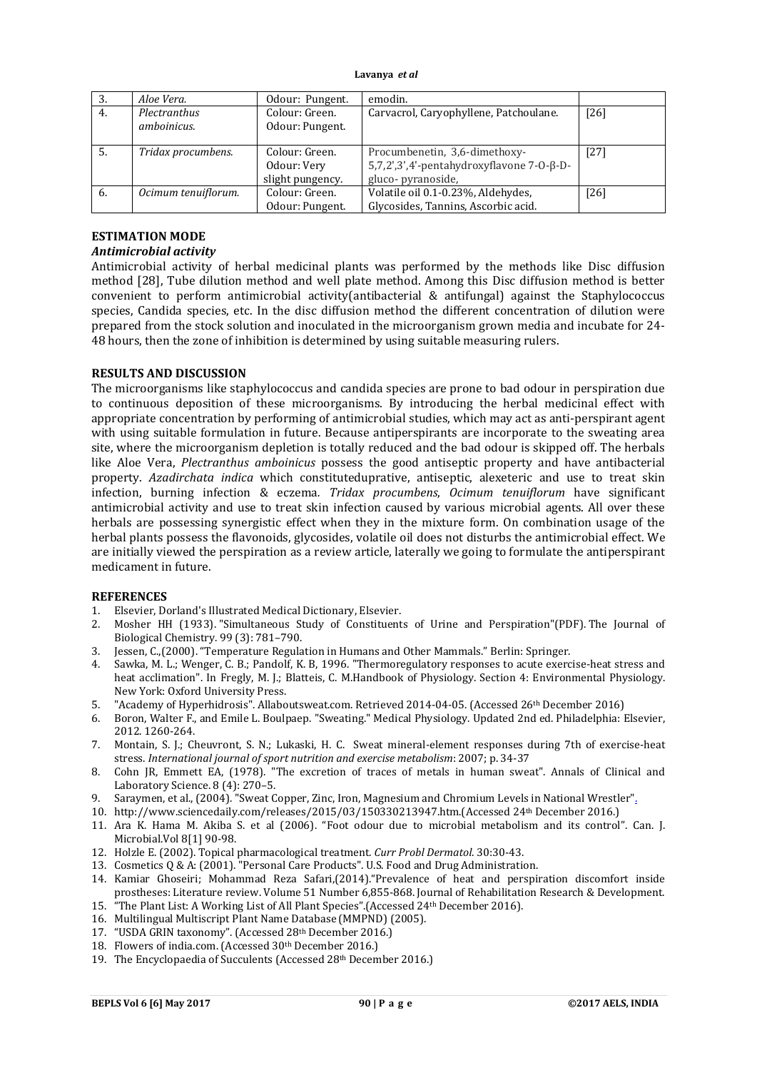| 3. | *Aloe Vera.* | Odour: Pungent. | emodin. | |
|---|---|---|---|---|
| 4. | *Plectranthus amboinicus.* | Colour: Green. Odour: Pungent. | Carvacrol, Caryophyllene, Patchoulane. | [26] |
| 5. | *Tridax procumbens.* | Colour: Green. Odour: Very slight pungency. | Procumbenetin, 3,6-dimethoxy-5,7,2',3',4'-pentahydroxyflavone 7-O-β-D-gluco- pyranoside, | [27] |
| 6. | *Ocimum tenuiflorum.* | Colour: Green. Odour: Pungent. | Volatile oil 0.1-0.23%, Aldehydes, Glycosides, Tannins, Ascorbic acid. | [26] |

## ESTIMATION MODE

### *Antimicrobial activity*

Antimicrobial activity of herbal medicinal plants was performed by the methods like Disc diffusion method [28], Tube dilution method and well plate method. Among this Disc diffusion method is better convenient to perform antimicrobial activity(antibacterial & antifungal) against the Staphylococcus species, Candida species, etc. In the disc diffusion method the different concentration of dilution were prepared from the stock solution and inoculated in the microorganism grown media and incubate for 24-48 hours, then the zone of inhibition is determined by using suitable measuring rulers.

## RESULTS AND DISCUSSION

The microorganisms like staphylococcus and candida species are prone to bad odour in perspiration due to continuous deposition of these microorganisms. By introducing the herbal medicinal effect with appropriate concentration by performing of antimicrobial studies, which may act as anti-perspirant agent with using suitable formulation in future. Because antiperspirants are incorporate to the sweating area site, where the microorganism depletion is totally reduced and the bad odour is skipped off. The herbals like Aloe Vera, *Plectranthus amboinicus* possess the good antiseptic property and have antibacterial property. *Azadirchata indica* which constitutedupative, antiseptic, alexeteric and use to treat skin infection, burning infection & eczema. *Tridax procumbens*, *Ocimum tenuiflorum* have significant antimicrobial activity and use to treat skin infection caused by various microbial agents. All over these herbals are possessing synergistic effect when they in the mixture form. On combination usage of the herbal plants possess the flavonoids, glycosides, volatile oil does not disturbs the antimicrobial effect. We are initially viewed the perspiration as a review article, laterally we going to formulate the antiperspirant medicament in future.

## REFERENCES

1. Elsevier, Dorland's Illustrated Medical Dictionary, Elsevier.
2. Mosher HH (1933). "Simultaneous Study of Constituents of Urine and Perspiration"(PDF). The Journal of Biological Chemistry. 99 (3): 781–790.
3. Jessen, C.,(2000). "Temperature Regulation in Humans and Other Mammals." Berlin: Springer.
4. Sawka, M. L.; Wenger, C. B.; Pandolf, K. B, 1996. "Thermoregulatory responses to acute exercise-heat stress and heat acclimation". In Fregly, M. J.; Blatteis, C. M.Handbook of Physiology. Section 4: Environmental Physiology. New York: Oxford University Press.
5. "Academy of Hyperhidrosis". Allaboutsweat.com. Retrieved 2014-04-05. (Accessed 26th December 2016)
6. Boron, Walter F., and Emile L. Boulpaep. "Sweating." Medical Physiology. Updated 2nd ed. Philadelphia: Elsevier, 2012. 1260-264.
7. Montain, S. J.; Cheuvront, S. N.; Lukaski, H. C. Sweat mineral-element responses during 7th of exercise-heat stress. *International journal of sport nutrition and exercise metabolism*: 2007; p. 34-37
8. Cohn JR, Emmett EA, (1978). "The excretion of traces of metals in human sweat". Annals of Clinical and Laboratory Science. 8 (4): 270–5.
9. Saraymen, et al., (2004). "Sweat Copper, Zinc, Iron, Magnesium and Chromium Levels in National Wrestler".
10. http://www.sciencedaily.com/releases/2015/03/150330213947.htm.(Accessed 24th December 2016.)
11. Ara K. Hama M. Akiba S. et al (2006). "Foot odour due to microbial metabolism and its control". Can. J. Microbial.Vol 8[1] 90-98.
12. Holzle E. (2002). Topical pharmacological treatment. *Curr Probl Dermatol*. 30:30-43.
13. Cosmetics Q & A: (2001). "Personal Care Products". U.S. Food and Drug Administration.
14. Kamiar Ghoseiri; Mohammad Reza Safari,(2014)."Prevalence of heat and perspiration discomfort inside prostheses: Literature review. Volume 51 Number 6,855-868. Journal of Rehabilitation Research & Development.
15. "The Plant List: A Working List of All Plant Species".(Accessed 24th December 2016).
16. Multilingual Multiscript Plant Name Database (MMPND) (2005).
17. "USDA GRIN taxonomy". (Accessed 28th December 2016.)
18. Flowers of india.com. (Accessed 30th December 2016.)
19. The Encyclopaedia of Succulents (Accessed 28th December 2016.)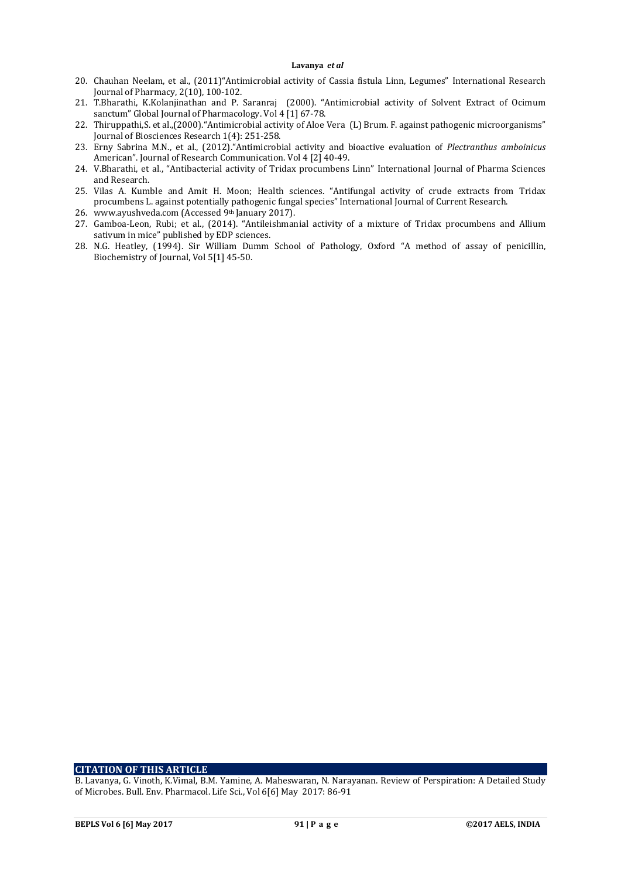20. Chauhan Neelam, et al., (2011)"Antimicrobial activity of Cassia fistula Linn, Legumes" International Research Journal of Pharmacy, 2(10), 100-102.
21. T.Bharathi, K.Kolanjinathan and P. Saranraj (2000). "Antimicrobial activity of Solvent Extract of Ocimum sanctum" Global Journal of Pharmacology. Vol 4 [1] 67-78.
22. Thiruppathi,S. et al.,(2000)."Antimicrobial activity of Aloe Vera (L) Brum. F. against pathogenic microorganisms" Journal of Biosciences Research 1(4): 251-258.
23. Erny Sabrina M.N., et al., (2012)."Antimicrobial activity and bioactive evaluation of *Plectranthus amboinicus* American". Journal of Research Communication. Vol 4 [2] 40-49.
24. V.Bharathi, et al., "Antibacterial activity of Tridax procumbens Linn" International Journal of Pharma Sciences and Research.
25. Vilas A. Kumble and Amit H. Moon; Health sciences. "Antifungal activity of crude extracts from Tridax procumbens L. against potentially pathogenic fungal species" International Journal of Current Research.
26. www.ayushveda.com (Accessed 9th January 2017).
27. Gamboa-Leon, Rubi; et al., (2014). "Antileishmanial activity of a mixture of Tridax procumbens and Allium sativum in mice" published by EDP sciences.
28. N.G. Heatley, (1994). Sir William Dumm School of Pathology, Oxford "A method of assay of penicillin, Biochemistry of Journal, Vol 5[1] 45-50.

## CITATION OF THIS ARTICLE

B. Lavanya, G. Vinoth, K.Vimal, B.M. Yamine, A. Maheswaran, N. Narayanan. Review of Perspiration: A Detailed Study of Microbes. Bull. Env. Pharmacol. Life Sci., Vol 6[6] May 2017: 86-91